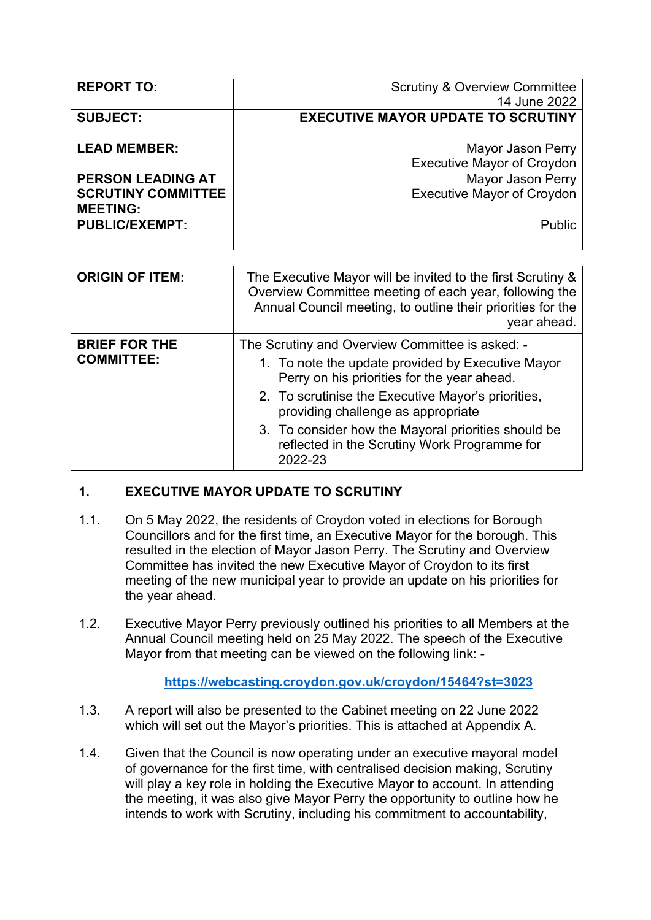| REPORT TO: | Scrutiny & Overview Committee<br>14 June 2022 |
|---|---|
| SUBJECT: | **EXECUTIVE MAYOR UPDATE TO SCRUTINY** |
| LEAD MEMBER: | Mayor Jason Perry<br>Executive Mayor of Croydon |
| PERSON LEADING AT SCRUTINY COMMITTEE MEETING: | Mayor Jason Perry<br>Executive Mayor of Croydon |
| PUBLIC/EXEMPT: | Public |

| ORIGIN OF ITEM: | The Executive Mayor will be invited to the first Scrutiny & Overview Committee meeting of each year, following the Annual Council meeting, to outline their priorities for the year ahead. |
|---|---|
| BRIEF FOR THE COMMITTEE: | The Scrutiny and Overview Committee is asked: -<br>1. To note the update provided by Executive Mayor Perry on his priorities for the year ahead.<br>2. To scrutinise the Executive Mayor's priorities, providing challenge as appropriate<br>3. To consider how the Mayoral priorities should be reflected in the Scrutiny Work Programme for 2022-23 |

## 1. EXECUTIVE MAYOR UPDATE TO SCRUTINY

1.1. On 5 May 2022, the residents of Croydon voted in elections for Borough Councillors and for the first time, an Executive Mayor for the borough. This resulted in the election of Mayor Jason Perry. The Scrutiny and Overview Committee has invited the new Executive Mayor of Croydon to its first meeting of the new municipal year to provide an update on his priorities for the year ahead.

1.2. Executive Mayor Perry previously outlined his priorities to all Members at the Annual Council meeting held on 25 May 2022. The speech of the Executive Mayor from that meeting can be viewed on the following link: -

**https://webcasting.croydon.gov.uk/croydon/15464?st=3023**

1.3. A report will also be presented to the Cabinet meeting on 22 June 2022 which will set out the Mayor's priorities. This is attached at Appendix A.

1.4. Given that the Council is now operating under an executive mayoral model of governance for the first time, with centralised decision making, Scrutiny will play a key role in holding the Executive Mayor to account. In attending the meeting, it was also give Mayor Perry the opportunity to outline how he intends to work with Scrutiny, including his commitment to accountability,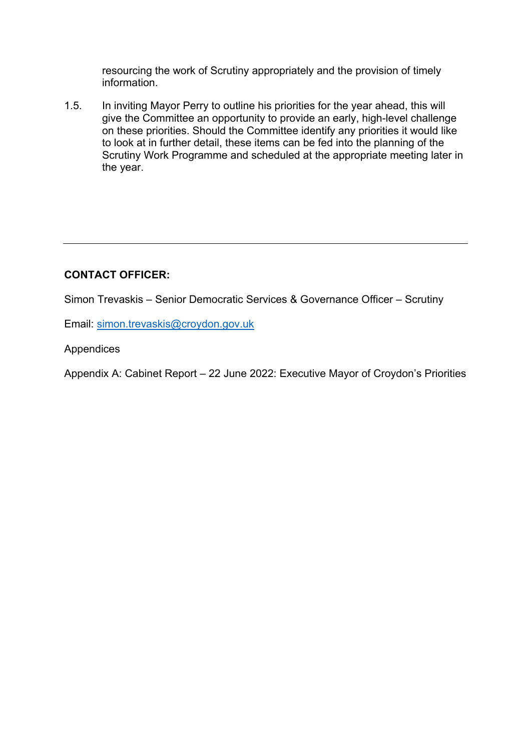resourcing the work of Scrutiny appropriately and the provision of timely information.

1.5. In inviting Mayor Perry to outline his priorities for the year ahead, this will give the Committee an opportunity to provide an early, high-level challenge on these priorities. Should the Committee identify any priorities it would like to look at in further detail, these items can be fed into the planning of the Scrutiny Work Programme and scheduled at the appropriate meeting later in the year.

---

**CONTACT OFFICER:**

Simon Trevaskis – Senior Democratic Services & Governance Officer – Scrutiny

Email: simon.trevaskis@croydon.gov.uk

Appendices

Appendix A: Cabinet Report – 22 June 2022: Executive Mayor of Croydon's Priorities